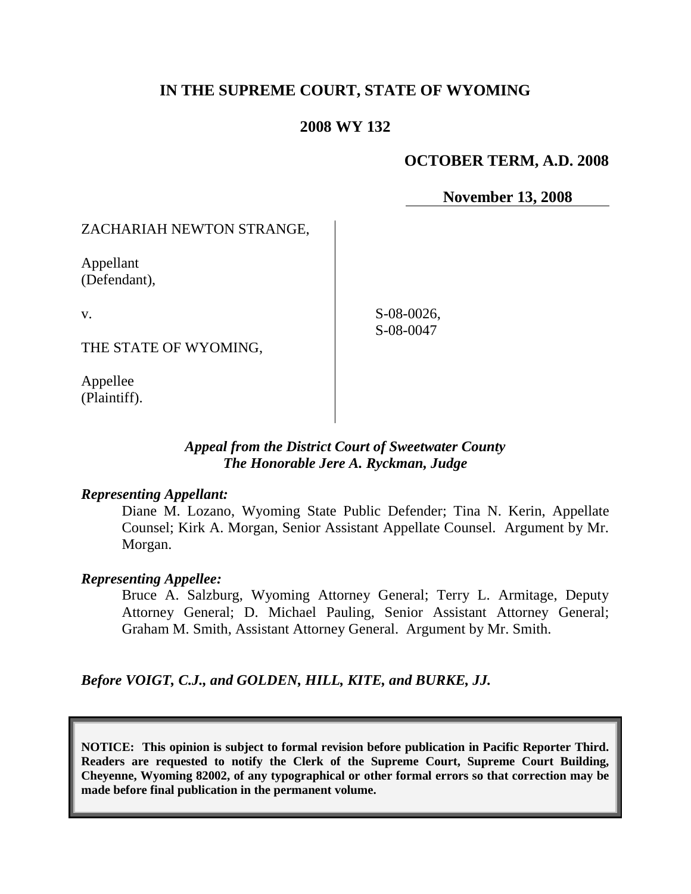# IN THE SUPREME COURT, STATE OF WYOMING

## 2008 WY 132

**OCTOBER TERM, A.D. 2008**

**November 13, 2008**

ZACHARIAH NEWTON STRANGE,

Appellant
(Defendant),

v.

THE STATE OF WYOMING,

Appellee
(Plaintiff).

S-08-0026,
S-08-0047

***Appeal from the District Court of Sweetwater County***
***The Honorable Jere A. Ryckman, Judge***

***Representing Appellant:***

Diane M. Lozano, Wyoming State Public Defender; Tina N. Kerin, Appellate Counsel; Kirk A. Morgan, Senior Assistant Appellate Counsel. Argument by Mr. Morgan.

***Representing Appellee:***

Bruce A. Salzburg, Wyoming Attorney General; Terry L. Armitage, Deputy Attorney General; D. Michael Pauling, Senior Assistant Attorney General; Graham M. Smith, Assistant Attorney General. Argument by Mr. Smith.

***Before VOIGT, C.J., and GOLDEN, HILL, KITE, and BURKE, JJ.***

**NOTICE: This opinion is subject to formal revision before publication in Pacific Reporter Third. Readers are requested to notify the Clerk of the Supreme Court, Supreme Court Building, Cheyenne, Wyoming 82002, of any typographical or other formal errors so that correction may be made before final publication in the permanent volume.**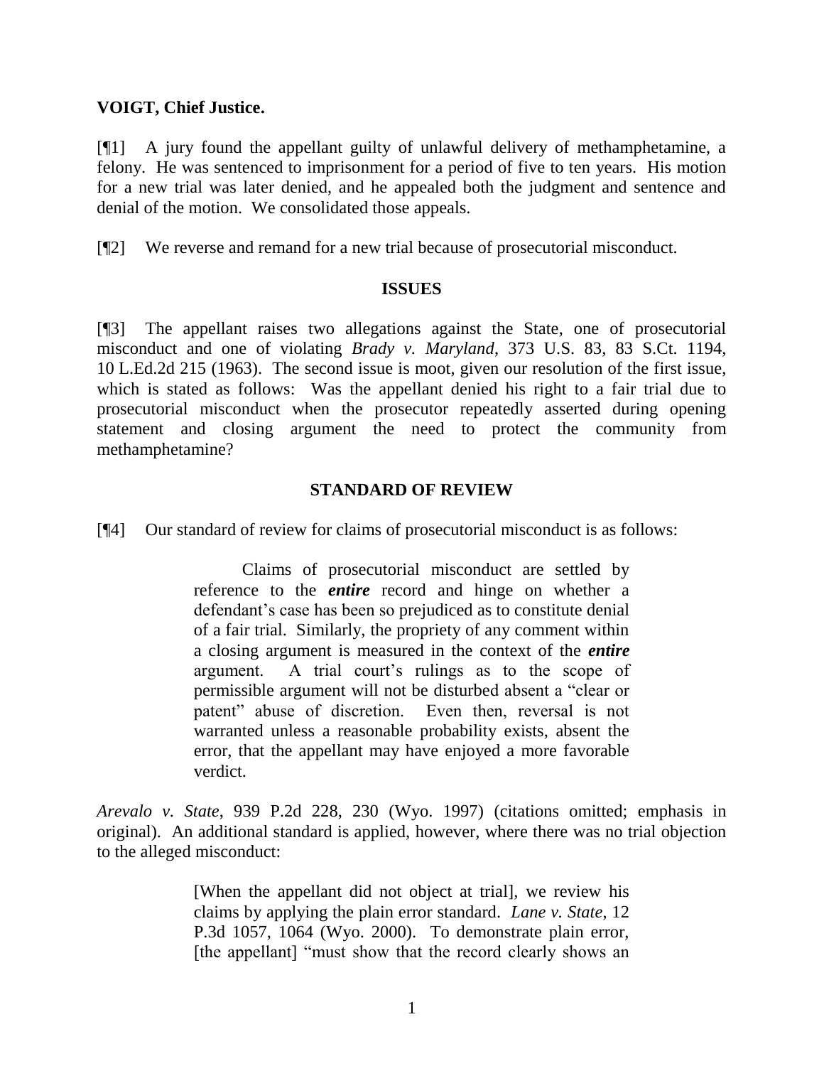**VOIGT, Chief Justice.**

[¶1] A jury found the appellant guilty of unlawful delivery of methamphetamine, a felony. He was sentenced to imprisonment for a period of five to ten years. His motion for a new trial was later denied, and he appealed both the judgment and sentence and denial of the motion. We consolidated those appeals.

[¶2] We reverse and remand for a new trial because of prosecutorial misconduct.

## ISSUES

[¶3] The appellant raises two allegations against the State, one of prosecutorial misconduct and one of violating *Brady v. Maryland*, 373 U.S. 83, 83 S.Ct. 1194, 10 L.Ed.2d 215 (1963). The second issue is moot, given our resolution of the first issue, which is stated as follows: Was the appellant denied his right to a fair trial due to prosecutorial misconduct when the prosecutor repeatedly asserted during opening statement and closing argument the need to protect the community from methamphetamine?

## STANDARD OF REVIEW

[¶4] Our standard of review for claims of prosecutorial misconduct is as follows:

> Claims of prosecutorial misconduct are settled by reference to the ***entire*** record and hinge on whether a defendant's case has been so prejudiced as to constitute denial of a fair trial. Similarly, the propriety of any comment within a closing argument is measured in the context of the ***entire*** argument. A trial court's rulings as to the scope of permissible argument will not be disturbed absent a "clear or patent" abuse of discretion. Even then, reversal is not warranted unless a reasonable probability exists, absent the error, that the appellant may have enjoyed a more favorable verdict.

*Arevalo v. State*, 939 P.2d 228, 230 (Wyo. 1997) (citations omitted; emphasis in original). An additional standard is applied, however, where there was no trial objection to the alleged misconduct:

> [When the appellant did not object at trial], we review his claims by applying the plain error standard. *Lane v. State*, 12 P.3d 1057, 1064 (Wyo. 2000). To demonstrate plain error, [the appellant] "must show that the record clearly shows an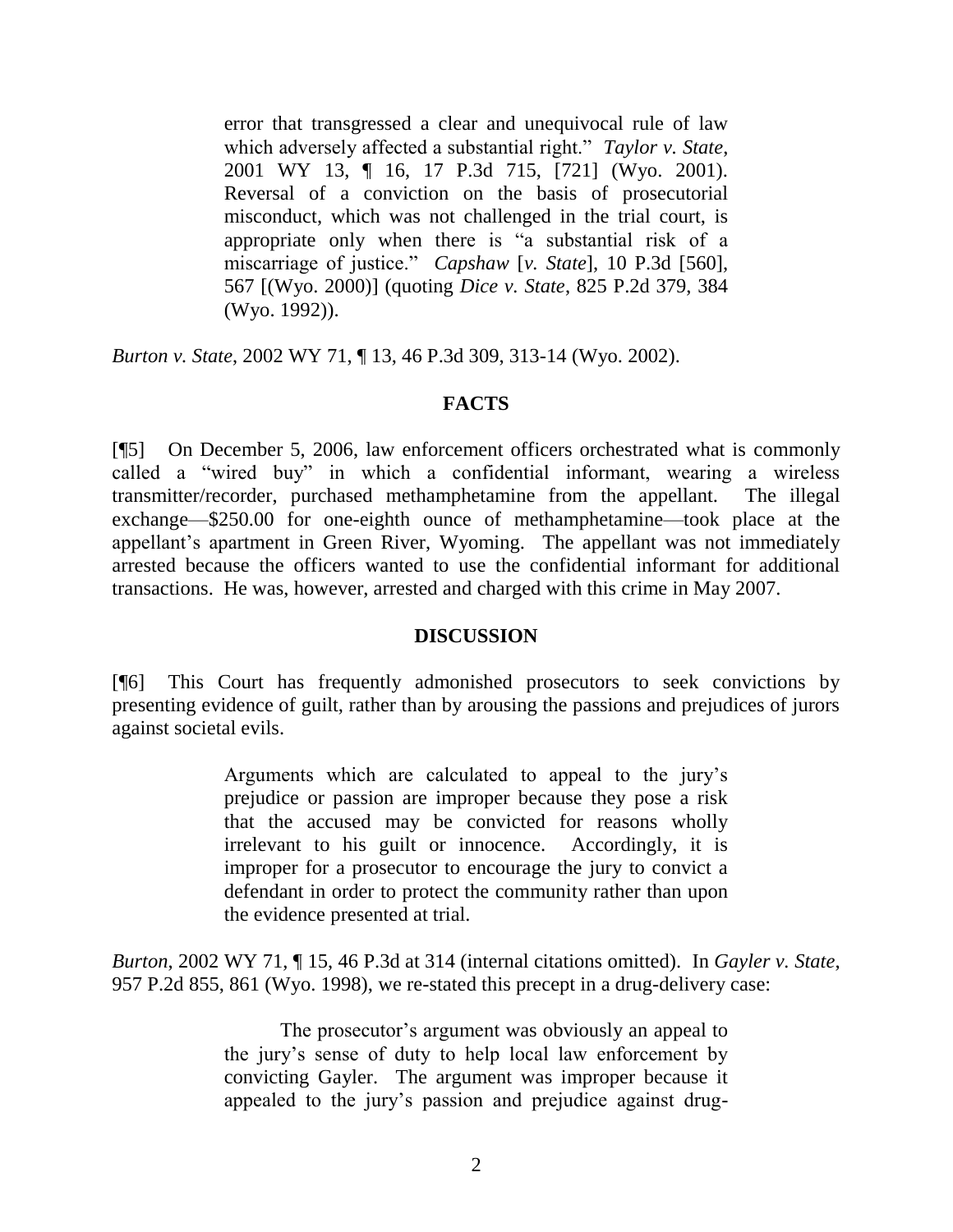> error that transgressed a clear and unequivocal rule of law which adversely affected a substantial right." *Taylor v. State*, 2001 WY 13, ¶ 16, 17 P.3d 715, [721] (Wyo. 2001). Reversal of a conviction on the basis of prosecutorial misconduct, which was not challenged in the trial court, is appropriate only when there is "a substantial risk of a miscarriage of justice." *Capshaw* [*v. State*], 10 P.3d [560], 567 [(Wyo. 2000)] (quoting *Dice v. State*, 825 P.2d 379, 384 (Wyo. 1992)).

*Burton v. State*, 2002 WY 71, ¶ 13, 46 P.3d 309, 313-14 (Wyo. 2002).

## FACTS

[¶5] On December 5, 2006, law enforcement officers orchestrated what is commonly called a "wired buy" in which a confidential informant, wearing a wireless transmitter/recorder, purchased methamphetamine from the appellant. The illegal exchange—$250.00 for one-eighth ounce of methamphetamine—took place at the appellant's apartment in Green River, Wyoming. The appellant was not immediately arrested because the officers wanted to use the confidential informant for additional transactions. He was, however, arrested and charged with this crime in May 2007.

## DISCUSSION

[¶6] This Court has frequently admonished prosecutors to seek convictions by presenting evidence of guilt, rather than by arousing the passions and prejudices of jurors against societal evils.

> Arguments which are calculated to appeal to the jury's prejudice or passion are improper because they pose a risk that the accused may be convicted for reasons wholly irrelevant to his guilt or innocence. Accordingly, it is improper for a prosecutor to encourage the jury to convict a defendant in order to protect the community rather than upon the evidence presented at trial.

*Burton*, 2002 WY 71, ¶ 15, 46 P.3d at 314 (internal citations omitted). In *Gayler v. State*, 957 P.2d 855, 861 (Wyo. 1998), we re-stated this precept in a drug-delivery case:

> The prosecutor's argument was obviously an appeal to the jury's sense of duty to help local law enforcement by convicting Gayler. The argument was improper because it appealed to the jury's passion and prejudice against drug-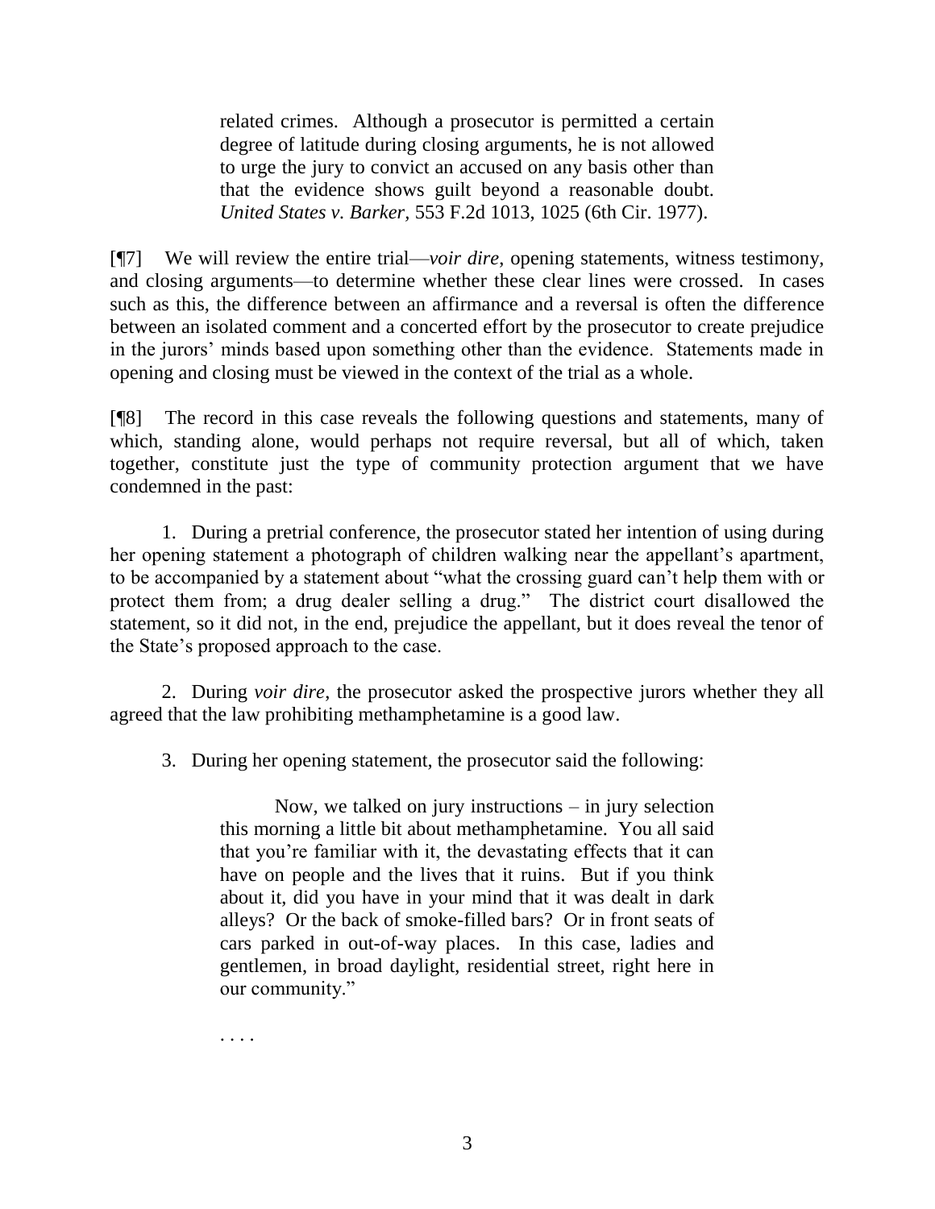> related crimes. Although a prosecutor is permitted a certain degree of latitude during closing arguments, he is not allowed to urge the jury to convict an accused on any basis other than that the evidence shows guilt beyond a reasonable doubt. *United States v. Barker*, 553 F.2d 1013, 1025 (6th Cir. 1977).

[¶7] We will review the entire trial—*voir dire*, opening statements, witness testimony, and closing arguments—to determine whether these clear lines were crossed. In cases such as this, the difference between an affirmance and a reversal is often the difference between an isolated comment and a concerted effort by the prosecutor to create prejudice in the jurors' minds based upon something other than the evidence. Statements made in opening and closing must be viewed in the context of the trial as a whole.

[¶8] The record in this case reveals the following questions and statements, many of which, standing alone, would perhaps not require reversal, but all of which, taken together, constitute just the type of community protection argument that we have condemned in the past:

1. During a pretrial conference, the prosecutor stated her intention of using during her opening statement a photograph of children walking near the appellant's apartment, to be accompanied by a statement about "what the crossing guard can't help them with or protect them from; a drug dealer selling a drug." The district court disallowed the statement, so it did not, in the end, prejudice the appellant, but it does reveal the tenor of the State's proposed approach to the case.

2. During *voir dire*, the prosecutor asked the prospective jurors whether they all agreed that the law prohibiting methamphetamine is a good law.

3. During her opening statement, the prosecutor said the following:

> Now, we talked on jury instructions – in jury selection this morning a little bit about methamphetamine. You all said that you're familiar with it, the devastating effects that it can have on people and the lives that it ruins. But if you think about it, did you have in your mind that it was dealt in dark alleys? Or the back of smoke-filled bars? Or in front seats of cars parked in out-of-way places. In this case, ladies and gentlemen, in broad daylight, residential street, right here in our community."
>
> . . . .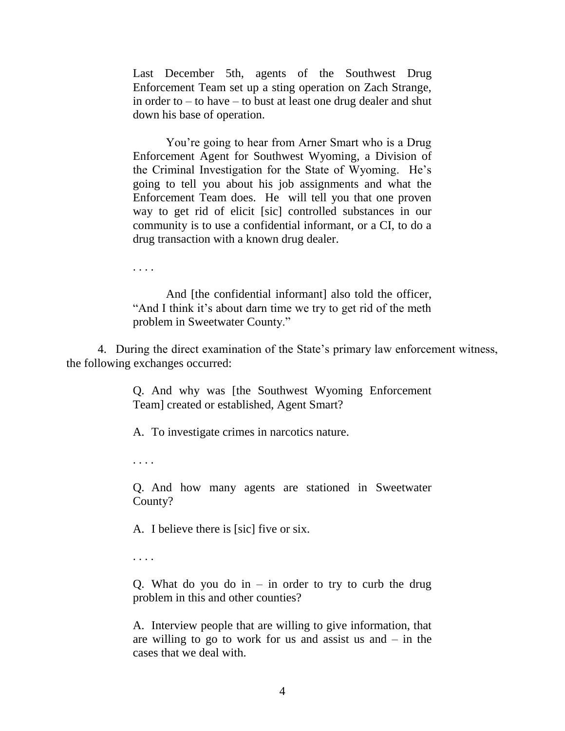> Last December 5th, agents of the Southwest Drug Enforcement Team set up a sting operation on Zach Strange, in order to – to have – to bust at least one drug dealer and shut down his base of operation.
>
> You're going to hear from Arner Smart who is a Drug Enforcement Agent for Southwest Wyoming, a Division of the Criminal Investigation for the State of Wyoming. He's going to tell you about his job assignments and what the Enforcement Team does. He will tell you that one proven way to get rid of elicit [sic] controlled substances in our community is to use a confidential informant, or a CI, to do a drug transaction with a known drug dealer.
>
> . . . .
>
> And [the confidential informant] also told the officer, "And I think it's about darn time we try to get rid of the meth problem in Sweetwater County."

4. During the direct examination of the State's primary law enforcement witness, the following exchanges occurred:

> Q. And why was [the Southwest Wyoming Enforcement Team] created or established, Agent Smart?
>
> A. To investigate crimes in narcotics nature.
>
> . . . .
>
> Q. And how many agents are stationed in Sweetwater County?
>
> A. I believe there is [sic] five or six.
>
> . . . .
>
> Q. What do you do in – in order to try to curb the drug problem in this and other counties?
>
> A. Interview people that are willing to give information, that are willing to go to work for us and assist us and – in the cases that we deal with.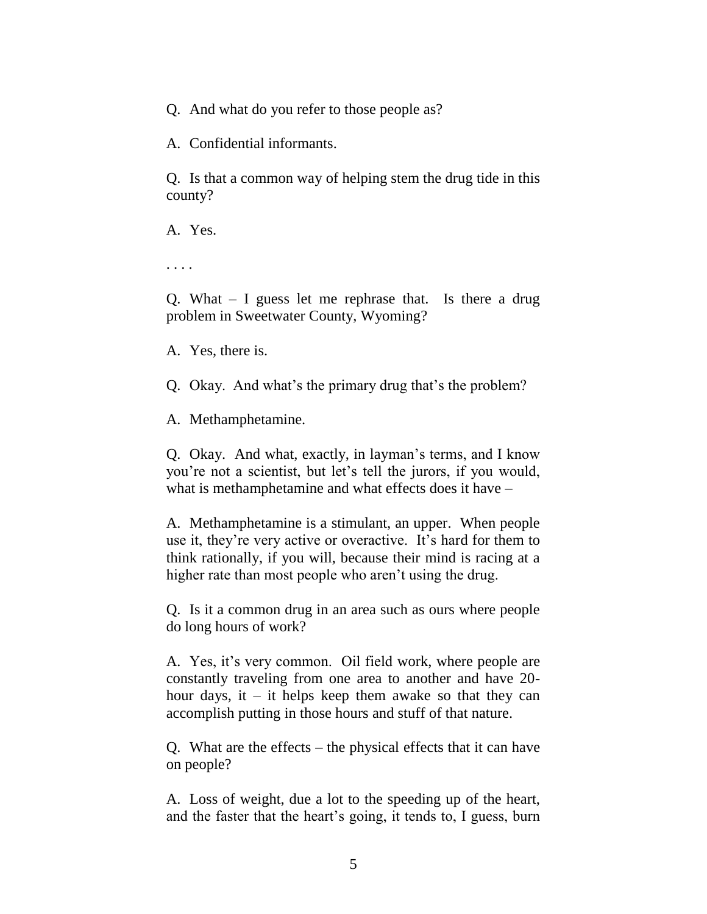Q. And what do you refer to those people as?

A. Confidential informants.

Q. Is that a common way of helping stem the drug tide in this county?

A. Yes.

. . . .

Q. What – I guess let me rephrase that. Is there a drug problem in Sweetwater County, Wyoming?

A. Yes, there is.

Q. Okay. And what's the primary drug that's the problem?

A. Methamphetamine.

Q. Okay. And what, exactly, in layman's terms, and I know you're not a scientist, but let's tell the jurors, if you would, what is methamphetamine and what effects does it have –

A. Methamphetamine is a stimulant, an upper. When people use it, they're very active or overactive. It's hard for them to think rationally, if you will, because their mind is racing at a higher rate than most people who aren't using the drug.

Q. Is it a common drug in an area such as ours where people do long hours of work?

A. Yes, it's very common. Oil field work, where people are constantly traveling from one area to another and have 20-hour days, it – it helps keep them awake so that they can accomplish putting in those hours and stuff of that nature.

Q. What are the effects – the physical effects that it can have on people?

A. Loss of weight, due a lot to the speeding up of the heart, and the faster that the heart's going, it tends to, I guess, burn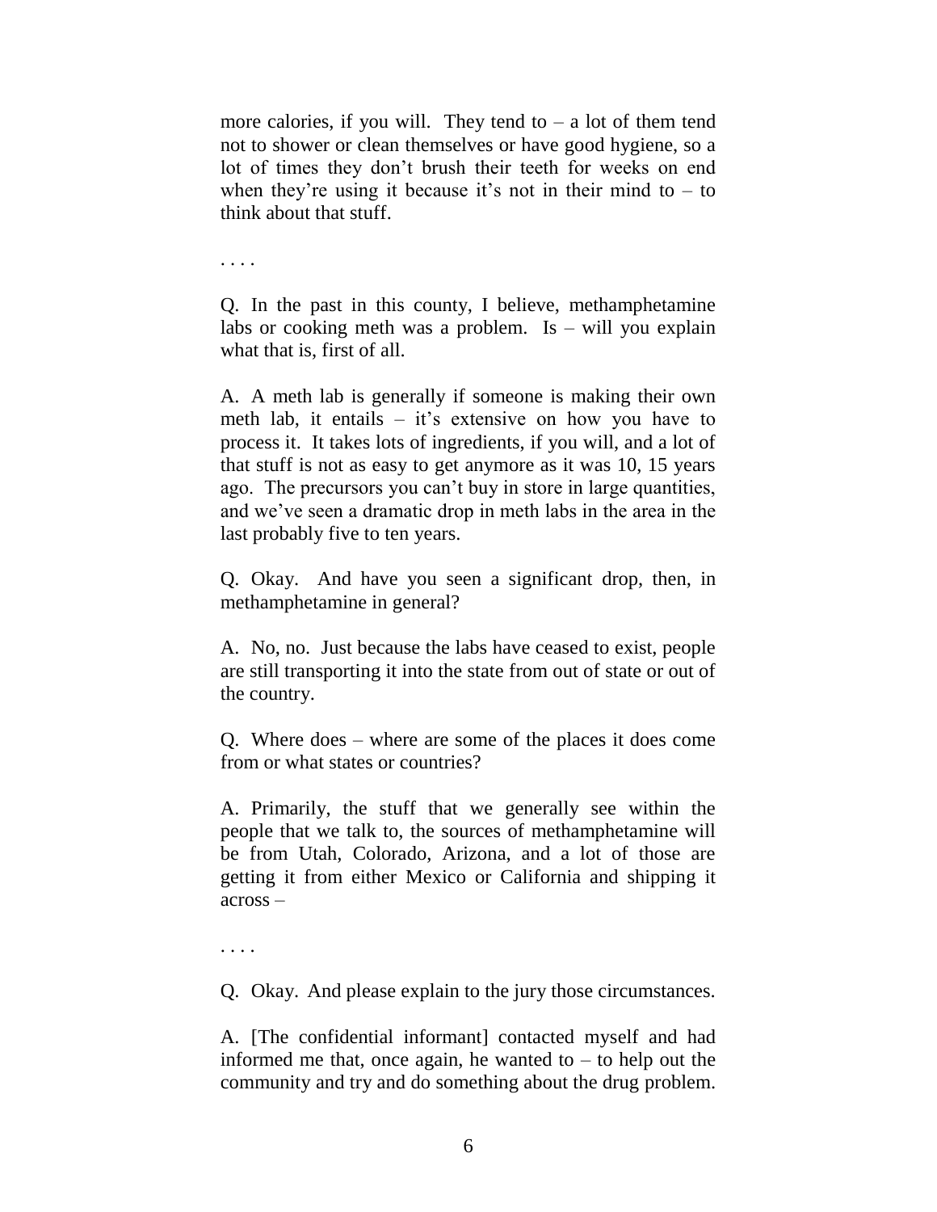more calories, if you will. They tend to – a lot of them tend not to shower or clean themselves or have good hygiene, so a lot of times they don't brush their teeth for weeks on end when they're using it because it's not in their mind to – to think about that stuff.

. . . .

Q. In the past in this county, I believe, methamphetamine labs or cooking meth was a problem. Is – will you explain what that is, first of all.

A. A meth lab is generally if someone is making their own meth lab, it entails – it's extensive on how you have to process it. It takes lots of ingredients, if you will, and a lot of that stuff is not as easy to get anymore as it was 10, 15 years ago. The precursors you can't buy in store in large quantities, and we've seen a dramatic drop in meth labs in the area in the last probably five to ten years.

Q. Okay. And have you seen a significant drop, then, in methamphetamine in general?

A. No, no. Just because the labs have ceased to exist, people are still transporting it into the state from out of state or out of the country.

Q. Where does – where are some of the places it does come from or what states or countries?

A. Primarily, the stuff that we generally see within the people that we talk to, the sources of methamphetamine will be from Utah, Colorado, Arizona, and a lot of those are getting it from either Mexico or California and shipping it across –

. . . .

Q. Okay. And please explain to the jury those circumstances.

A. [The confidential informant] contacted myself and had informed me that, once again, he wanted to – to help out the community and try and do something about the drug problem.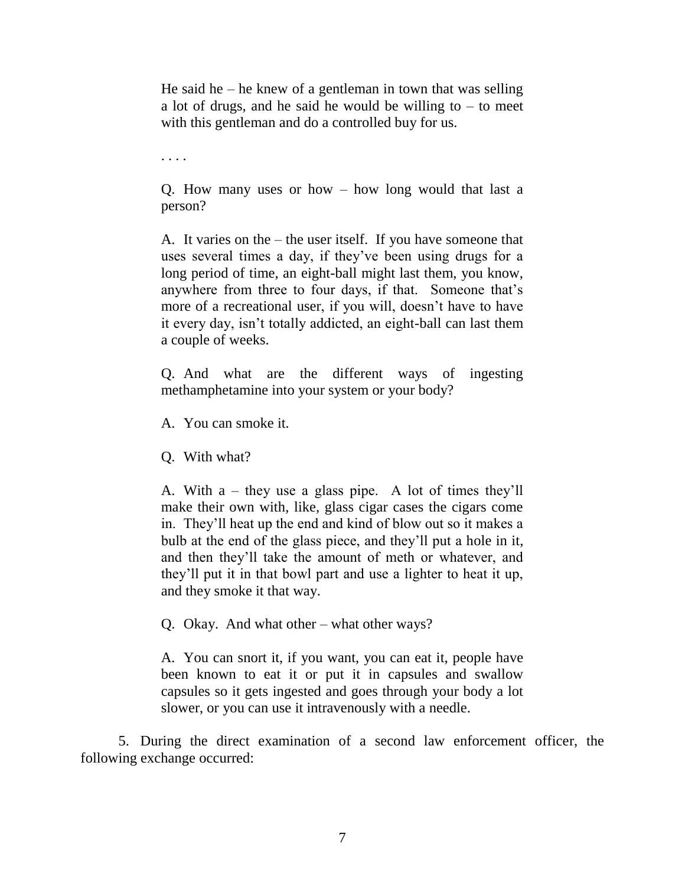> He said he – he knew of a gentleman in town that was selling a lot of drugs, and he said he would be willing to – to meet with this gentleman and do a controlled buy for us.
>
> . . . .
>
> Q. How many uses or how – how long would that last a person?
>
> A. It varies on the – the user itself. If you have someone that uses several times a day, if they've been using drugs for a long period of time, an eight-ball might last them, you know, anywhere from three to four days, if that. Someone that's more of a recreational user, if you will, doesn't have to have it every day, isn't totally addicted, an eight-ball can last them a couple of weeks.
>
> Q. And what are the different ways of ingesting methamphetamine into your system or your body?
>
> A. You can smoke it.
>
> Q. With what?
>
> A. With a – they use a glass pipe. A lot of times they'll make their own with, like, glass cigar cases the cigars come in. They'll heat up the end and kind of blow out so it makes a bulb at the end of the glass piece, and they'll put a hole in it, and then they'll take the amount of meth or whatever, and they'll put it in that bowl part and use a lighter to heat it up, and they smoke it that way.
>
> Q. Okay. And what other – what other ways?
>
> A. You can snort it, if you want, you can eat it, people have been known to eat it or put it in capsules and swallow capsules so it gets ingested and goes through your body a lot slower, or you can use it intravenously with a needle.

5. During the direct examination of a second law enforcement officer, the following exchange occurred: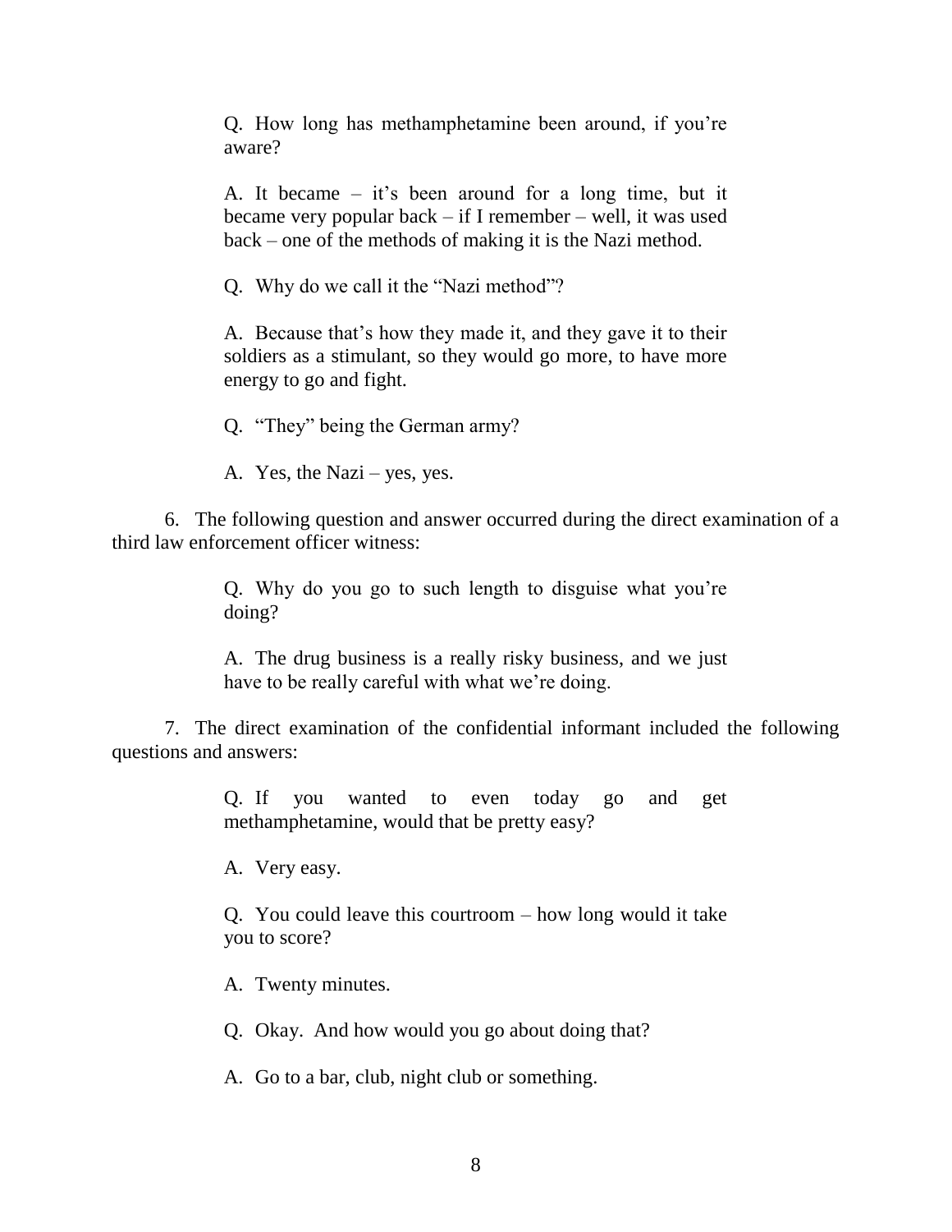> Q. How long has methamphetamine been around, if you're aware?
>
> A. It became – it's been around for a long time, but it became very popular back – if I remember – well, it was used back – one of the methods of making it is the Nazi method.
>
> Q. Why do we call it the "Nazi method"?
>
> A. Because that's how they made it, and they gave it to their soldiers as a stimulant, so they would go more, to have more energy to go and fight.
>
> Q. "They" being the German army?
>
> A. Yes, the Nazi – yes, yes.

6. The following question and answer occurred during the direct examination of a third law enforcement officer witness:

> Q. Why do you go to such length to disguise what you're doing?
>
> A. The drug business is a really risky business, and we just have to be really careful with what we're doing.

7. The direct examination of the confidential informant included the following questions and answers:

> Q. If you wanted to even today go and get methamphetamine, would that be pretty easy?
>
> A. Very easy.
>
> Q. You could leave this courtroom – how long would it take you to score?
>
> A. Twenty minutes.
>
> Q. Okay. And how would you go about doing that?
>
> A. Go to a bar, club, night club or something.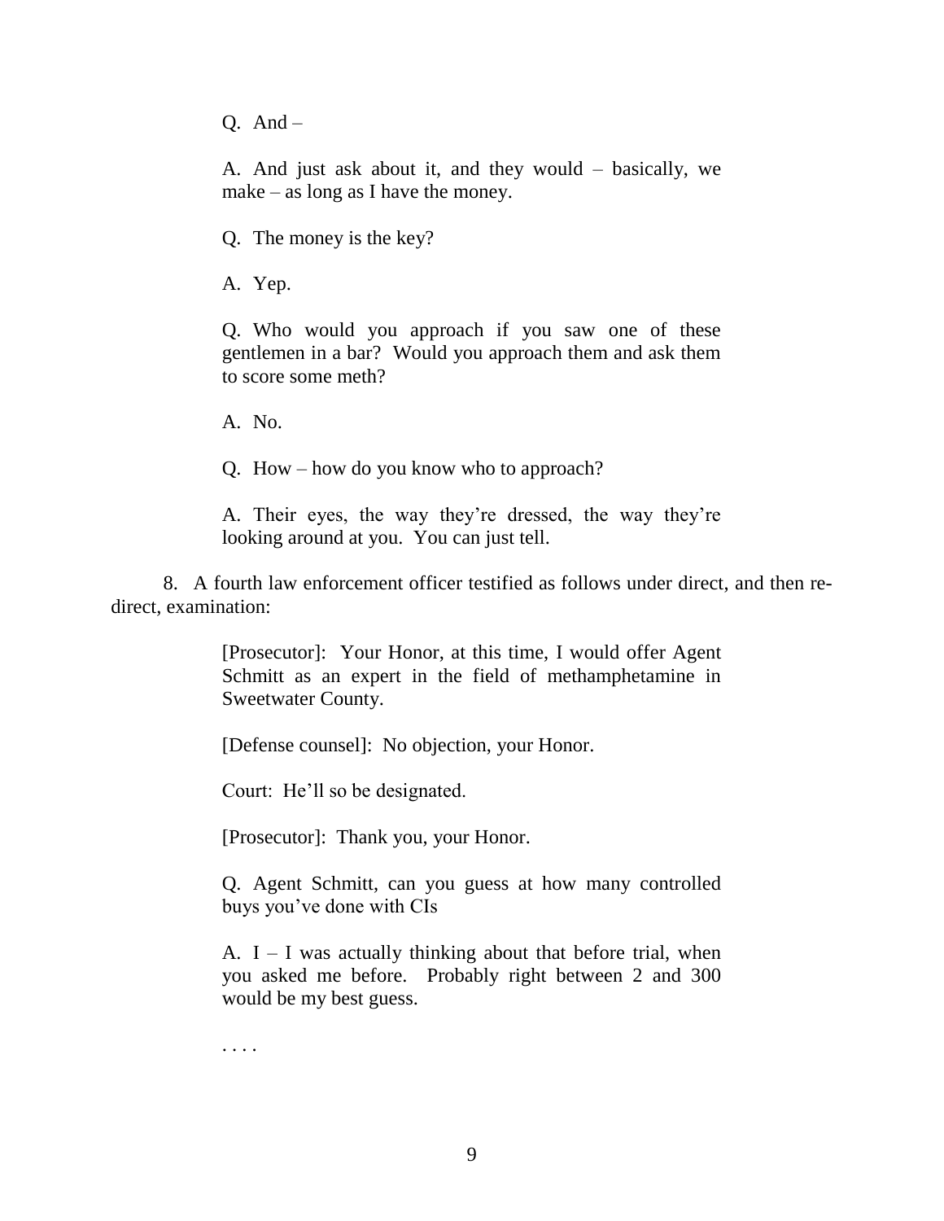> Q. And –
>
> A. And just ask about it, and they would – basically, we make – as long as I have the money.
>
> Q. The money is the key?
>
> A. Yep.
>
> Q. Who would you approach if you saw one of these gentlemen in a bar? Would you approach them and ask them to score some meth?
>
> A. No.
>
> Q. How – how do you know who to approach?
>
> A. Their eyes, the way they're dressed, the way they're looking around at you. You can just tell.

8. A fourth law enforcement officer testified as follows under direct, and then re-direct, examination:

> [Prosecutor]: Your Honor, at this time, I would offer Agent Schmitt as an expert in the field of methamphetamine in Sweetwater County.
>
> [Defense counsel]: No objection, your Honor.
>
> Court: He'll so be designated.
>
> [Prosecutor]: Thank you, your Honor.
>
> Q. Agent Schmitt, can you guess at how many controlled buys you've done with CIs
>
> A. I – I was actually thinking about that before trial, when you asked me before. Probably right between 2 and 300 would be my best guess.
>
> . . . .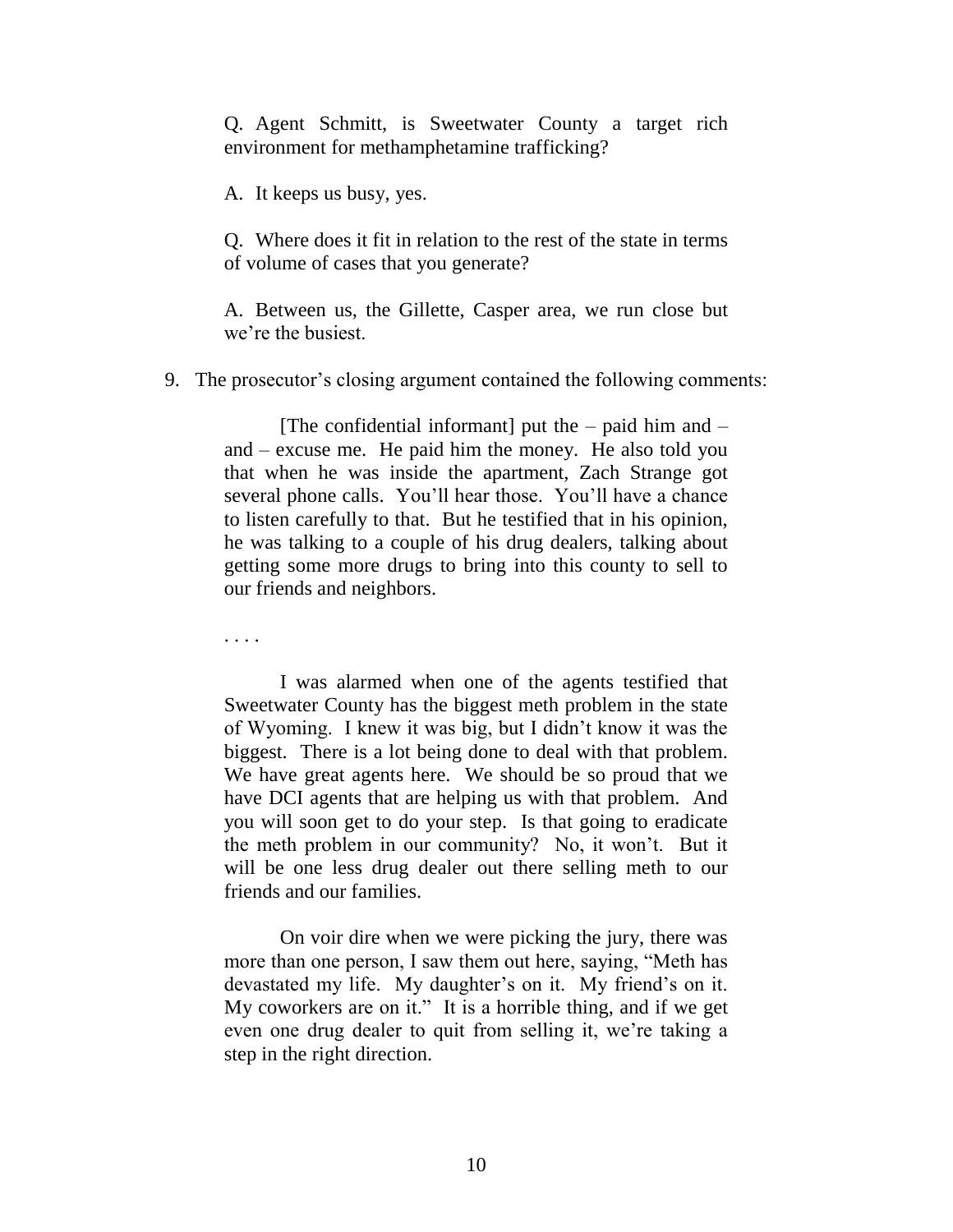> Q. Agent Schmitt, is Sweetwater County a target rich environment for methamphetamine trafficking?
>
> A. It keeps us busy, yes.
>
> Q. Where does it fit in relation to the rest of the state in terms of volume of cases that you generate?
>
> A. Between us, the Gillette, Casper area, we run close but we're the busiest.

9. The prosecutor's closing argument contained the following comments:

> [The confidential informant] put the – paid him and – and – excuse me. He paid him the money. He also told you that when he was inside the apartment, Zach Strange got several phone calls. You'll hear those. You'll have a chance to listen carefully to that. But he testified that in his opinion, he was talking to a couple of his drug dealers, talking about getting some more drugs to bring into this county to sell to our friends and neighbors.
>
> . . . .
>
> I was alarmed when one of the agents testified that Sweetwater County has the biggest meth problem in the state of Wyoming. I knew it was big, but I didn't know it was the biggest. There is a lot being done to deal with that problem. We have great agents here. We should be so proud that we have DCI agents that are helping us with that problem. And you will soon get to do your step. Is that going to eradicate the meth problem in our community? No, it won't. But it will be one less drug dealer out there selling meth to our friends and our families.
>
> On voir dire when we were picking the jury, there was more than one person, I saw them out here, saying, "Meth has devastated my life. My daughter's on it. My friend's on it. My coworkers are on it." It is a horrible thing, and if we get even one drug dealer to quit from selling it, we're taking a step in the right direction.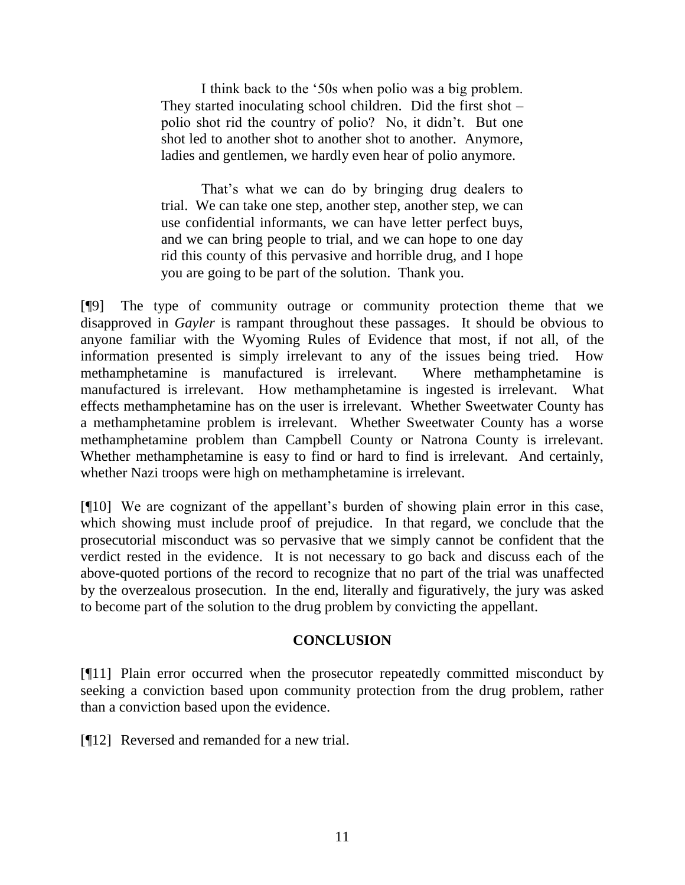> I think back to the '50s when polio was a big problem. They started inoculating school children. Did the first shot – polio shot rid the country of polio? No, it didn't. But one shot led to another shot to another shot to another. Anymore, ladies and gentlemen, we hardly even hear of polio anymore.
>
> That's what we can do by bringing drug dealers to trial. We can take one step, another step, another step, we can use confidential informants, we can have letter perfect buys, and we can bring people to trial, and we can hope to one day rid this county of this pervasive and horrible drug, and I hope you are going to be part of the solution. Thank you.

[¶9] The type of community outrage or community protection theme that we disapproved in *Gayler* is rampant throughout these passages. It should be obvious to anyone familiar with the Wyoming Rules of Evidence that most, if not all, of the information presented is simply irrelevant to any of the issues being tried. How methamphetamine is manufactured is irrelevant. Where methamphetamine is manufactured is irrelevant. How methamphetamine is ingested is irrelevant. What effects methamphetamine has on the user is irrelevant. Whether Sweetwater County has a methamphetamine problem is irrelevant. Whether Sweetwater County has a worse methamphetamine problem than Campbell County or Natrona County is irrelevant. Whether methamphetamine is easy to find or hard to find is irrelevant. And certainly, whether Nazi troops were high on methamphetamine is irrelevant.

[¶10] We are cognizant of the appellant's burden of showing plain error in this case, which showing must include proof of prejudice. In that regard, we conclude that the prosecutorial misconduct was so pervasive that we simply cannot be confident that the verdict rested in the evidence. It is not necessary to go back and discuss each of the above-quoted portions of the record to recognize that no part of the trial was unaffected by the overzealous prosecution. In the end, literally and figuratively, the jury was asked to become part of the solution to the drug problem by convicting the appellant.

## CONCLUSION

[¶11] Plain error occurred when the prosecutor repeatedly committed misconduct by seeking a conviction based upon community protection from the drug problem, rather than a conviction based upon the evidence.

[¶12] Reversed and remanded for a new trial.